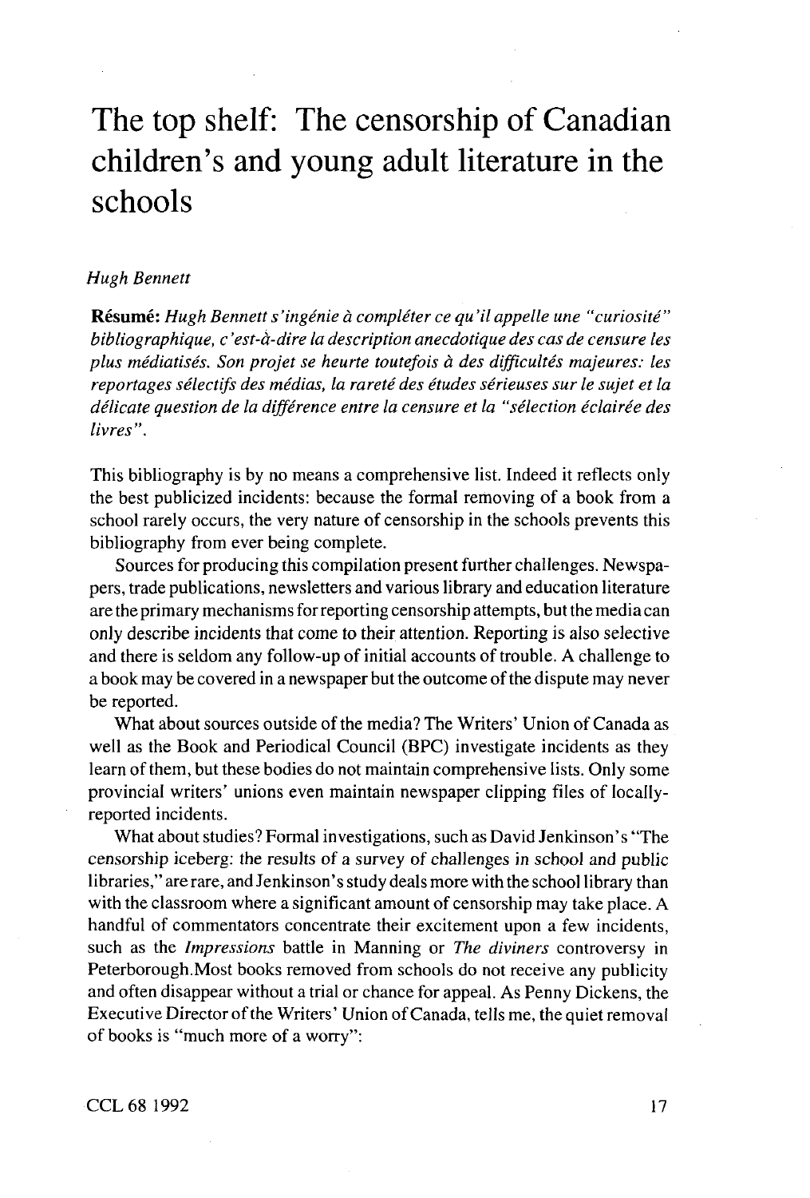# The top shelf: The censorship of Canadian children's and young adult literature in the schools

*Hugh Bennett*

**Résumé:** *Hugh Bennett s'ingénie à compléter ce qu'il appelle une "curiosité" bibliographique, c'est-à-dire la description anecdotique des cas de censure les plus médiatisés. Son projet se heurte toutefois à des difficultés majeures: les reportages sélectifs des médias, la rareté des études sérieuses sur le sujet et la délicate question de la différence entre la censure et la "sélection éclairée des livres".*

This bibliography is by no means a comprehensive list. Indeed it reflects only the best publicized incidents: because the formal removing of a book from a school rarely occurs, the very nature of censorship in the schools prevents this bibliography from ever being complete.

Sources for producing this compilation present further challenges. Newspapers, trade publications, newsletters and various library and education literature are the primary mechanisms for reporting censorship attempts, but the media can only describe incidents that come to their attention. Reporting is also selective and there is seldom any follow-up of initial accounts of trouble. A challenge to a book may be covered in a newspaper but the outcome of the dispute may never be reported.

What about sources outside of the media? The Writers' Union of Canada as well as the Book and Periodical Council (BPC) investigate incidents as they learn of them, but these bodies do not maintain comprehensive lists. Only some provincial writers' unions even maintain newspaper clipping files of locally-reported incidents.

What about studies? Formal investigations, such as David Jenkinson's "The censorship iceberg: the results of a survey of challenges in school and public libraries," are rare, and Jenkinson's study deals more with the school library than with the classroom where a significant amount of censorship may take place. A handful of commentators concentrate their excitement upon a few incidents, such as the *Impressions* battle in Manning or *The diviners* controversy in Peterborough.Most books removed from schools do not receive any publicity and often disappear without a trial or chance for appeal. As Penny Dickens, the Executive Director of the Writers' Union of Canada, tells me, the quiet removal of books is "much more of a worry":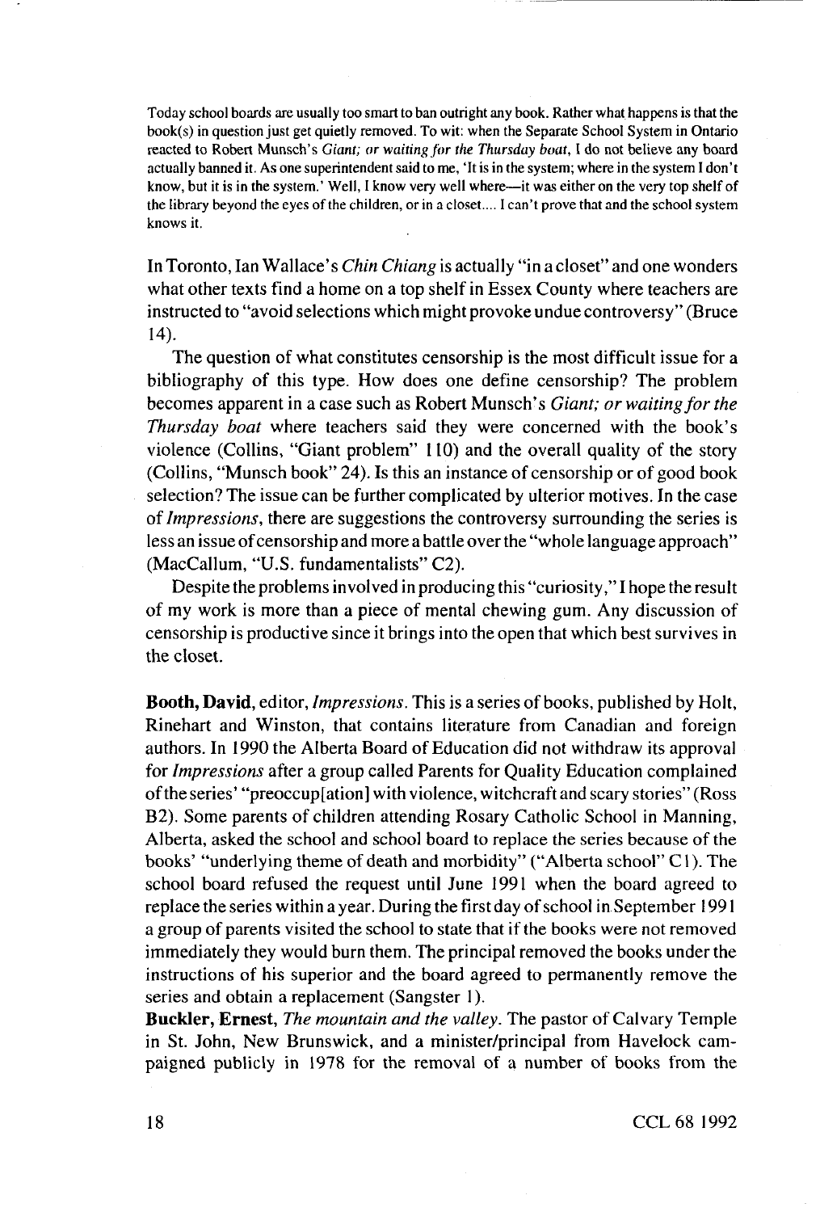> Today school boards are usually too smart to ban outright any book. Rather what happens is that the book(s) in question just get quietly removed. To wit: when the Separate School System in Ontario reacted to Robert Munsch's *Giant; or waiting for the Thursday boat*, I do not believe any board actually banned it. As one superintendent said to me, 'It is in the system; where in the system I don't know, but it is in the system.' Well, I know very well where—it was either on the very top shelf of the library beyond the eyes of the children, or in a closet.... I can't prove that and the school system knows it.

In Toronto, Ian Wallace's *Chin Chiang* is actually "in a closet" and one wonders what other texts find a home on a top shelf in Essex County where teachers are instructed to "avoid selections which might provoke undue controversy" (Bruce 14).

The question of what constitutes censorship is the most difficult issue for a bibliography of this type. How does one define censorship? The problem becomes apparent in a case such as Robert Munsch's *Giant; or waiting for the Thursday boat* where teachers said they were concerned with the book's violence (Collins, "Giant problem" 110) and the overall quality of the story (Collins, "Munsch book" 24). Is this an instance of censorship or of good book selection? The issue can be further complicated by ulterior motives. In the case of *Impressions*, there are suggestions the controversy surrounding the series is less an issue of censorship and more a battle over the "whole language approach" (MacCallum, "U.S. fundamentalists" C2).

Despite the problems involved in producing this "curiosity," I hope the result of my work is more than a piece of mental chewing gum. Any discussion of censorship is productive since it brings into the open that which best survives in the closet.

**Booth, David**, editor, *Impressions*. This is a series of books, published by Holt, Rinehart and Winston, that contains literature from Canadian and foreign authors. In 1990 the Alberta Board of Education did not withdraw its approval for *Impressions* after a group called Parents for Quality Education complained of the series' "preoccup[ation] with violence, witchcraft and scary stories" (Ross B2). Some parents of children attending Rosary Catholic School in Manning, Alberta, asked the school and school board to replace the series because of the books' "underlying theme of death and morbidity" ("Alberta school" C1). The school board refused the request until June 1991 when the board agreed to replace the series within a year. During the first day of school in September 1991 a group of parents visited the school to state that if the books were not removed immediately they would burn them. The principal removed the books under the instructions of his superior and the board agreed to permanently remove the series and obtain a replacement (Sangster 1).

**Buckler, Ernest**, *The mountain and the valley*. The pastor of Calvary Temple in St. John, New Brunswick, and a minister/principal from Havelock campaigned publicly in 1978 for the removal of a number of books from the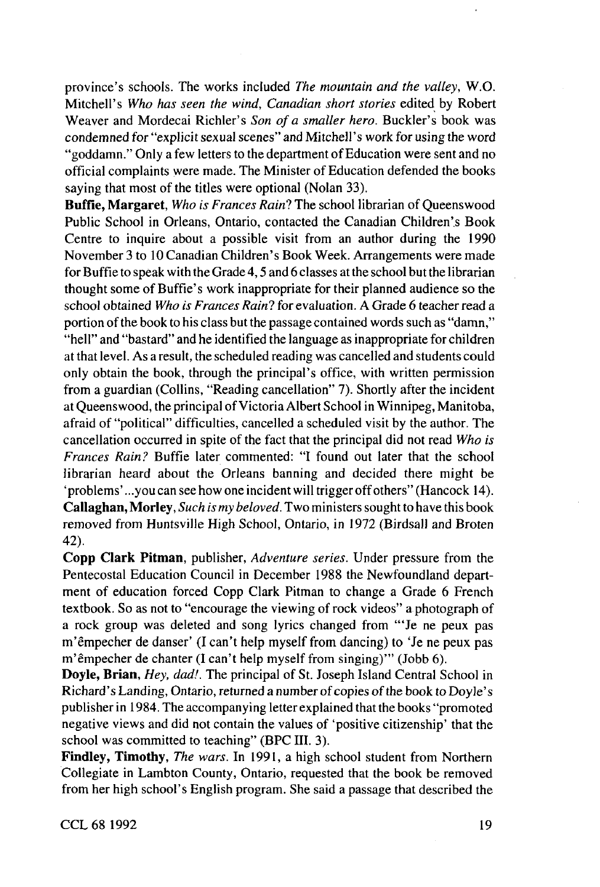province's schools. The works included *The mountain and the valley*, W.O. Mitchell's *Who has seen the wind*, *Canadian short stories* edited by Robert Weaver and Mordecai Richler's *Son of a smaller hero*. Buckler's book was condemned for "explicit sexual scenes" and Mitchell's work for using the word "goddamn." Only a few letters to the department of Education were sent and no official complaints were made. The Minister of Education defended the books saying that most of the titles were optional (Nolan 33).

**Buffie, Margaret**, *Who is Frances Rain?* The school librarian of Queenswood Public School in Orleans, Ontario, contacted the Canadian Children's Book Centre to inquire about a possible visit from an author during the 1990 November 3 to 10 Canadian Children's Book Week. Arrangements were made for Buffie to speak with the Grade 4, 5 and 6 classes at the school but the librarian thought some of Buffie's work inappropriate for their planned audience so the school obtained *Who is Frances Rain?* for evaluation. A Grade 6 teacher read a portion of the book to his class but the passage contained words such as "damn," "hell" and "bastard" and he identified the language as inappropriate for children at that level. As a result, the scheduled reading was cancelled and students could only obtain the book, through the principal's office, with written permission from a guardian (Collins, "Reading cancellation" 7). Shortly after the incident at Queenswood, the principal of Victoria Albert School in Winnipeg, Manitoba, afraid of "political" difficulties, cancelled a scheduled visit by the author. The cancellation occurred in spite of the fact that the principal did not read *Who is Frances Rain?* Buffie later commented: "I found out later that the school librarian heard about the Orleans banning and decided there might be 'problems'...you can see how one incident will trigger off others" (Hancock 14).

**Callaghan, Morley**, *Such is my beloved*. Two ministers sought to have this book removed from Huntsville High School, Ontario, in 1972 (Birdsall and Broten 42).

**Copp Clark Pitman**, publisher, *Adventure series*. Under pressure from the Pentecostal Education Council in December 1988 the Newfoundland department of education forced Copp Clark Pitman to change a Grade 6 French textbook. So as not to "encourage the viewing of rock videos" a photograph of a rock group was deleted and song lyrics changed from "'Je ne peux pas m'êmpecher de danser' (I can't help myself from dancing) to 'Je ne peux pas m'êmpecher de chanter (I can't help myself from singing)'" (Jobb 6).

**Doyle, Brian**, *Hey, dad!*. The principal of St. Joseph Island Central School in Richard's Landing, Ontario, returned a number of copies of the book to Doyle's publisher in 1984. The accompanying letter explained that the books "promoted negative views and did not contain the values of 'positive citizenship' that the school was committed to teaching" (BPC III. 3).

**Findley, Timothy**, *The wars*. In 1991, a high school student from Northern Collegiate in Lambton County, Ontario, requested that the book be removed from her high school's English program. She said a passage that described the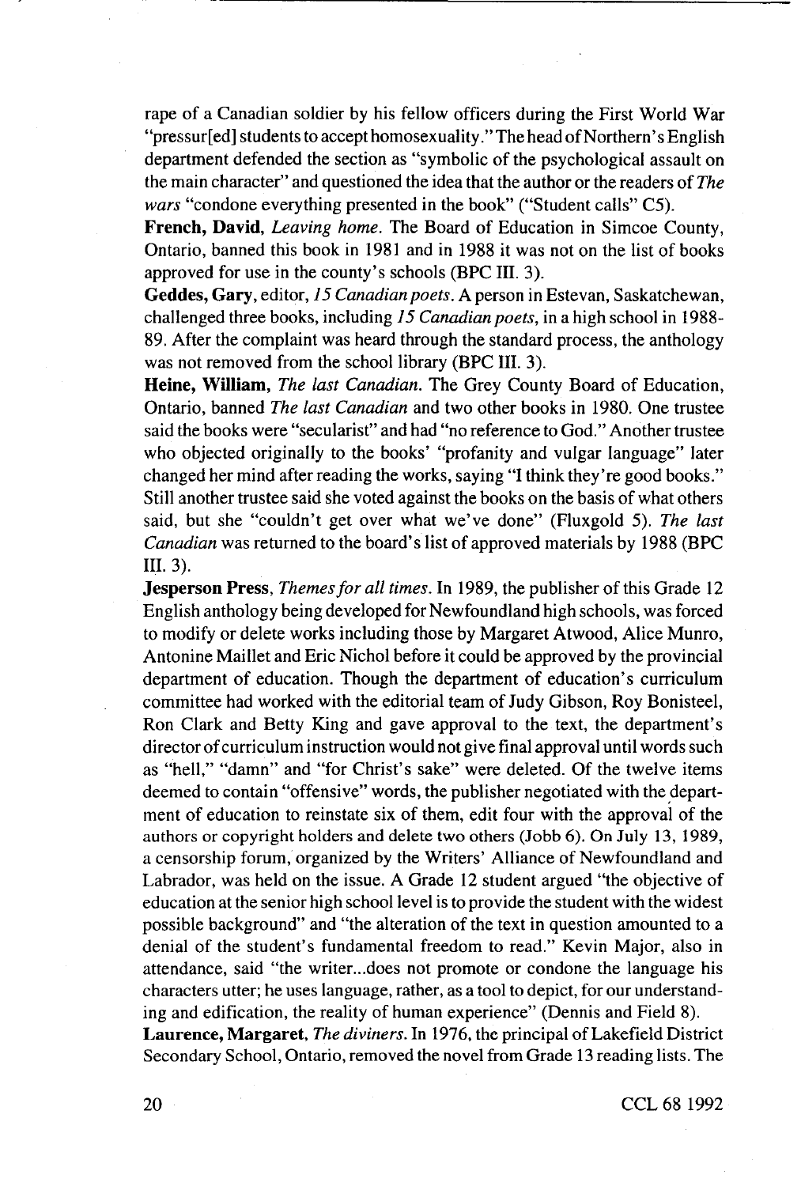rape of a Canadian soldier by his fellow officers during the First World War "pressur[ed] students to accept homosexuality." The head of Northern's English department defended the section as "symbolic of the psychological assault on the main character" and questioned the idea that the author or the readers of *The wars* "condone everything presented in the book" ("Student calls" C5).

**French, David**, *Leaving home*. The Board of Education in Simcoe County, Ontario, banned this book in 1981 and in 1988 it was not on the list of books approved for use in the county's schools (BPC III. 3).

**Geddes, Gary**, editor, *15 Canadian poets*. A person in Estevan, Saskatchewan, challenged three books, including *15 Canadian poets*, in a high school in 1988-89. After the complaint was heard through the standard process, the anthology was not removed from the school library (BPC III. 3).

**Heine, William**, *The last Canadian*. The Grey County Board of Education, Ontario, banned *The last Canadian* and two other books in 1980. One trustee said the books were "secularist" and had "no reference to God." Another trustee who objected originally to the books' "profanity and vulgar language" later changed her mind after reading the works, saying "I think they're good books." Still another trustee said she voted against the books on the basis of what others said, but she "couldn't get over what we've done" (Fluxgold 5). *The last Canadian* was returned to the board's list of approved materials by 1988 (BPC III. 3).

**Jesperson Press**, *Themes for all times*. In 1989, the publisher of this Grade 12 English anthology being developed for Newfoundland high schools, was forced to modify or delete works including those by Margaret Atwood, Alice Munro, Antonine Maillet and Eric Nichol before it could be approved by the provincial department of education. Though the department of education's curriculum committee had worked with the editorial team of Judy Gibson, Roy Bonisteel, Ron Clark and Betty King and gave approval to the text, the department's director of curriculum instruction would not give final approval until words such as "hell," "damn" and "for Christ's sake" were deleted. Of the twelve items deemed to contain "offensive" words, the publisher negotiated with the department of education to reinstate six of them, edit four with the approval of the authors or copyright holders and delete two others (Jobb 6). On July 13, 1989, a censorship forum, organized by the Writers' Alliance of Newfoundland and Labrador, was held on the issue. A Grade 12 student argued "the objective of education at the senior high school level is to provide the student with the widest possible background" and "the alteration of the text in question amounted to a denial of the student's fundamental freedom to read." Kevin Major, also in attendance, said "the writer...does not promote or condone the language his characters utter; he uses language, rather, as a tool to depict, for our understanding and edification, the reality of human experience" (Dennis and Field 8).

**Laurence, Margaret**, *The diviners*. In 1976, the principal of Lakefield District Secondary School, Ontario, removed the novel from Grade 13 reading lists. The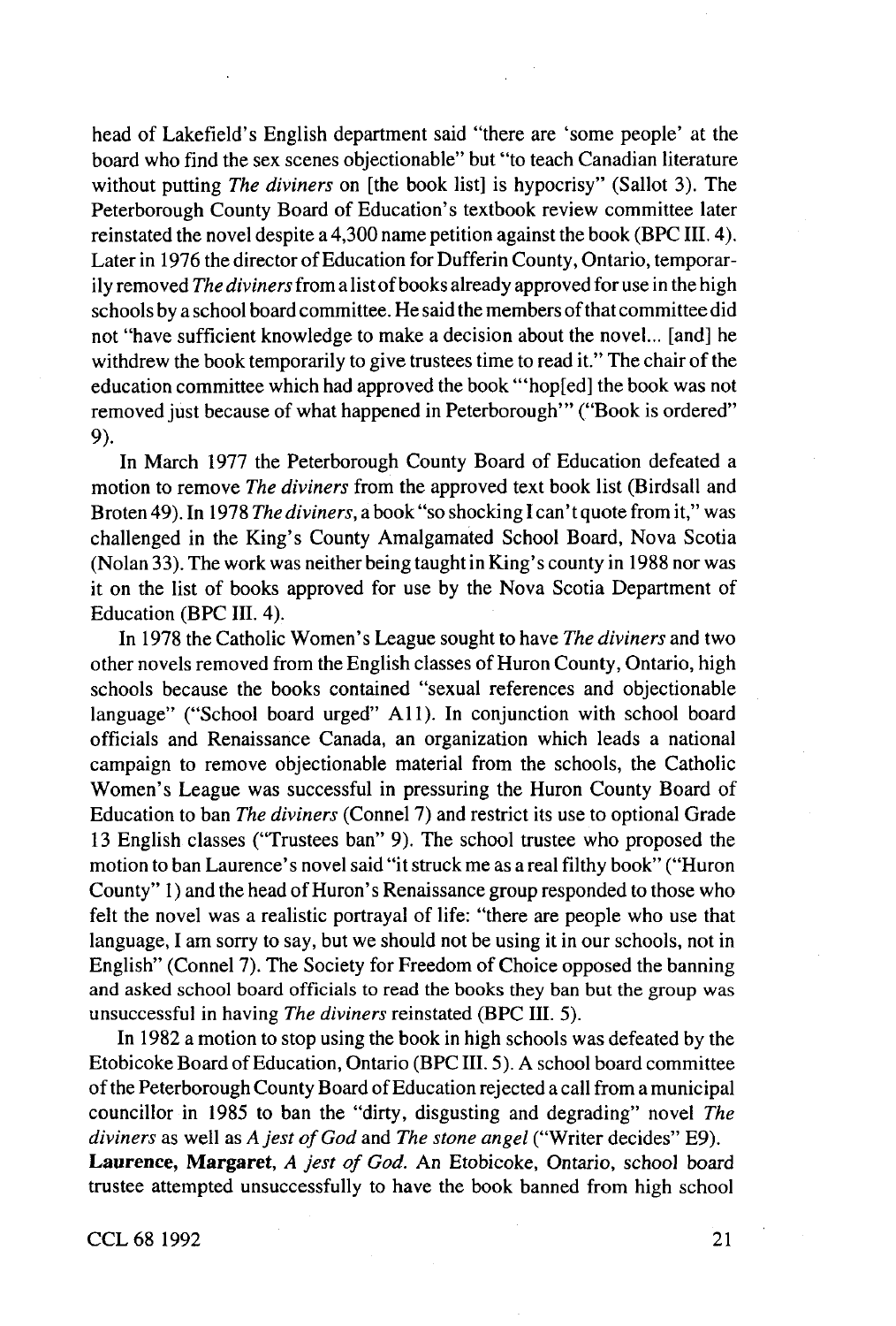head of Lakefield's English department said "there are 'some people' at the board who find the sex scenes objectionable" but "to teach Canadian literature without putting *The diviners* on [the book list] is hypocrisy" (Sallot 3). The Peterborough County Board of Education's textbook review committee later reinstated the novel despite a 4,300 name petition against the book (BPC III. 4). Later in 1976 the director of Education for Dufferin County, Ontario, temporarily removed *The diviners* from a list of books already approved for use in the high schools by a school board committee. He said the members of that committee did not "have sufficient knowledge to make a decision about the novel... [and] he withdrew the book temporarily to give trustees time to read it." The chair of the education committee which had approved the book "'hop[ed] the book was not removed just because of what happened in Peterborough'" ("Book is ordered" 9).

In March 1977 the Peterborough County Board of Education defeated a motion to remove *The diviners* from the approved text book list (Birdsall and Broten 49). In 1978 *The diviners*, a book "so shocking I can't quote from it," was challenged in the King's County Amalgamated School Board, Nova Scotia (Nolan 33). The work was neither being taught in King's county in 1988 nor was it on the list of books approved for use by the Nova Scotia Department of Education (BPC III. 4).

In 1978 the Catholic Women's League sought to have *The diviners* and two other novels removed from the English classes of Huron County, Ontario, high schools because the books contained "sexual references and objectionable language" ("School board urged" A11). In conjunction with school board officials and Renaissance Canada, an organization which leads a national campaign to remove objectionable material from the schools, the Catholic Women's League was successful in pressuring the Huron County Board of Education to ban *The diviners* (Connel 7) and restrict its use to optional Grade 13 English classes ("Trustees ban" 9). The school trustee who proposed the motion to ban Laurence's novel said "it struck me as a real filthy book" ("Huron County" 1) and the head of Huron's Renaissance group responded to those who felt the novel was a realistic portrayal of life: "there are people who use that language, I am sorry to say, but we should not be using it in our schools, not in English" (Connel 7). The Society for Freedom of Choice opposed the banning and asked school board officials to read the books they ban but the group was unsuccessful in having *The diviners* reinstated (BPC III. 5).

In 1982 a motion to stop using the book in high schools was defeated by the Etobicoke Board of Education, Ontario (BPC III. 5). A school board committee of the Peterborough County Board of Education rejected a call from a municipal councillor in 1985 to ban the "dirty, disgusting and degrading" novel *The diviners* as well as *A jest of God* and *The stone angel* ("Writer decides" E9).

**Laurence, Margaret,** *A jest of God.* An Etobicoke, Ontario, school board trustee attempted unsuccessfully to have the book banned from high school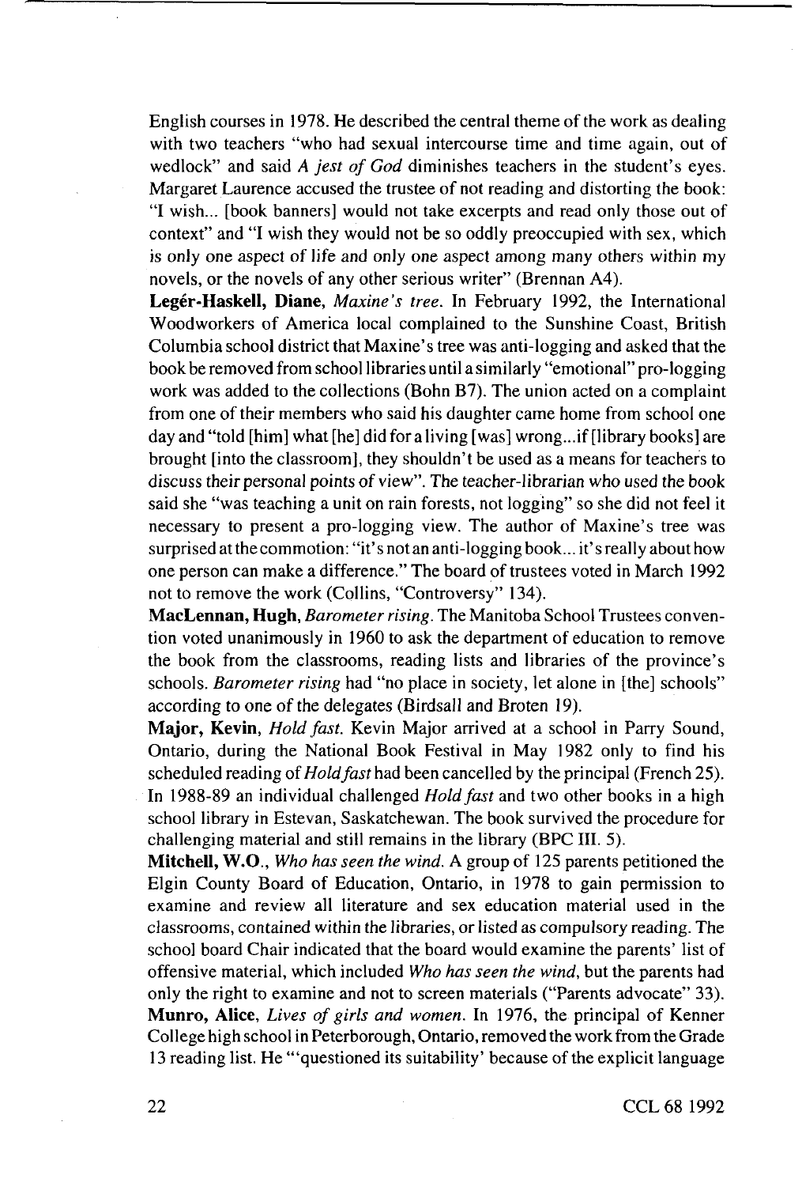English courses in 1978. He described the central theme of the work as dealing with two teachers "who had sexual intercourse time and time again, out of wedlock" and said *A jest of God* diminishes teachers in the student's eyes. Margaret Laurence accused the trustee of not reading and distorting the book: "I wish... [book banners] would not take excerpts and read only those out of context" and "I wish they would not be so oddly preoccupied with sex, which is only one aspect of life and only one aspect among many others within my novels, or the novels of any other serious writer" (Brennan A4).

**Legér-Haskell, Diane,** *Maxine's tree.* In February 1992, the International Woodworkers of America local complained to the Sunshine Coast, British Columbia school district that Maxine's tree was anti-logging and asked that the book be removed from school libraries until a similarly "emotional" pro-logging work was added to the collections (Bohn B7). The union acted on a complaint from one of their members who said his daughter came home from school one day and "told [him] what [he] did for a living [was] wrong...if [library books] are brought [into the classroom], they shouldn't be used as a means for teachers to discuss their personal points of view". The teacher-librarian who used the book said she "was teaching a unit on rain forests, not logging" so she did not feel it necessary to present a pro-logging view. The author of Maxine's tree was surprised at the commotion: "it's not an anti-logging book... it's really about how one person can make a difference." The board of trustees voted in March 1992 not to remove the work (Collins, "Controversy" 134).

**MacLennan, Hugh,** *Barometer rising.* The Manitoba School Trustees convention voted unanimously in 1960 to ask the department of education to remove the book from the classrooms, reading lists and libraries of the province's schools. *Barometer rising* had "no place in society, let alone in [the] schools" according to one of the delegates (Birdsall and Broten 19).

**Major, Kevin,** *Hold fast.* Kevin Major arrived at a school in Parry Sound, Ontario, during the National Book Festival in May 1982 only to find his scheduled reading of *Hold fast* had been cancelled by the principal (French 25). In 1988-89 an individual challenged *Hold fast* and two other books in a high school library in Estevan, Saskatchewan. The book survived the procedure for challenging material and still remains in the library (BPC III. 5).

**Mitchell, W.O.,** *Who has seen the wind.* A group of 125 parents petitioned the Elgin County Board of Education, Ontario, in 1978 to gain permission to examine and review all literature and sex education material used in the classrooms, contained within the libraries, or listed as compulsory reading. The school board Chair indicated that the board would examine the parents' list of offensive material, which included *Who has seen the wind,* but the parents had only the right to examine and not to screen materials ("Parents advocate" 33).

**Munro, Alice,** *Lives of girls and women.* In 1976, the principal of Kenner College high school in Peterborough, Ontario, removed the work from the Grade 13 reading list. He "'questioned its suitability' because of the explicit language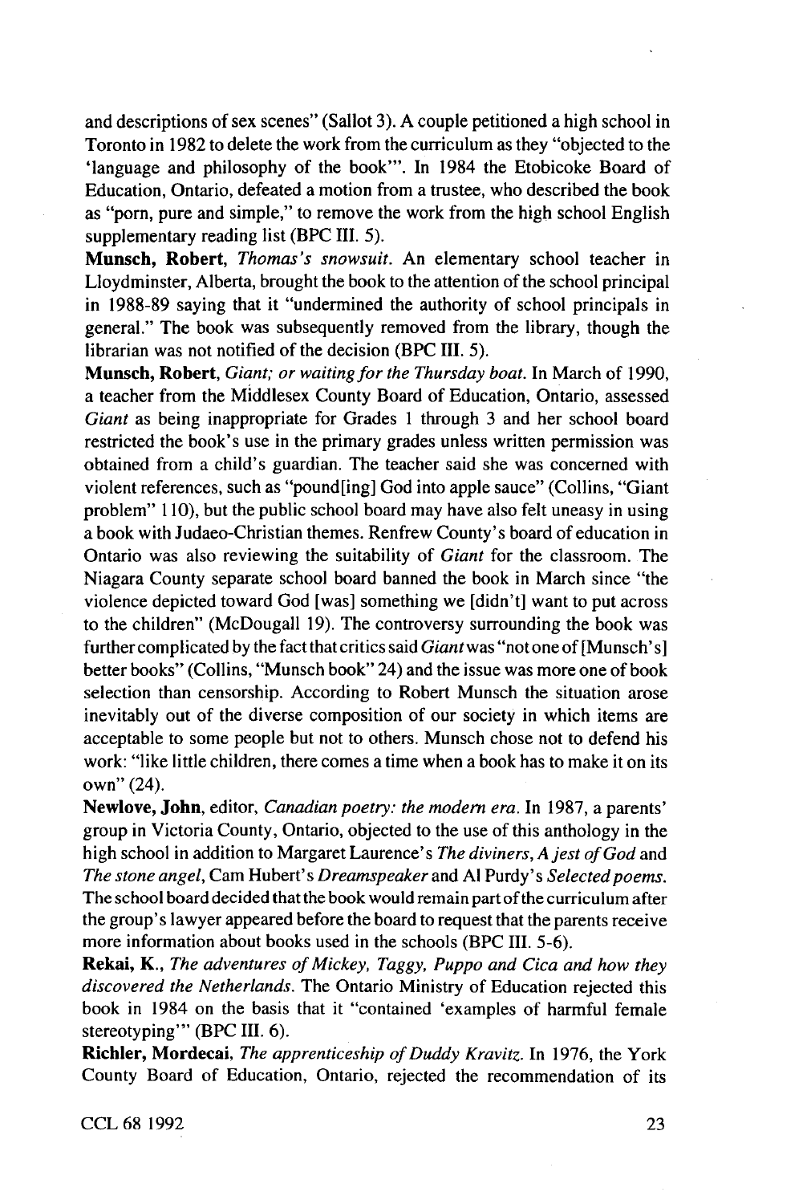and descriptions of sex scenes" (Sallot 3). A couple petitioned a high school in Toronto in 1982 to delete the work from the curriculum as they "objected to the 'language and philosophy of the book'". In 1984 the Etobicoke Board of Education, Ontario, defeated a motion from a trustee, who described the book as "porn, pure and simple," to remove the work from the high school English supplementary reading list (BPC III. 5).

**Munsch, Robert**, *Thomas's snowsuit.* An elementary school teacher in Lloydminster, Alberta, brought the book to the attention of the school principal in 1988-89 saying that it "undermined the authority of school principals in general." The book was subsequently removed from the library, though the librarian was not notified of the decision (BPC III. 5).

**Munsch, Robert**, *Giant; or waiting for the Thursday boat.* In March of 1990, a teacher from the Middlesex County Board of Education, Ontario, assessed *Giant* as being inappropriate for Grades 1 through 3 and her school board restricted the book's use in the primary grades unless written permission was obtained from a child's guardian. The teacher said she was concerned with violent references, such as "pound[ing] God into apple sauce" (Collins, "Giant problem" 110), but the public school board may have also felt uneasy in using a book with Judaeo-Christian themes. Renfrew County's board of education in Ontario was also reviewing the suitability of *Giant* for the classroom. The Niagara County separate school board banned the book in March since "the violence depicted toward God [was] something we [didn't] want to put across to the children" (McDougall 19). The controversy surrounding the book was further complicated by the fact that critics said *Giant* was "not one of [Munsch's] better books" (Collins, "Munsch book" 24) and the issue was more one of book selection than censorship. According to Robert Munsch the situation arose inevitably out of the diverse composition of our society in which items are acceptable to some people but not to others. Munsch chose not to defend his work: "like little children, there comes a time when a book has to make it on its own" (24).

**Newlove, John**, editor, *Canadian poetry: the modern era.* In 1987, a parents' group in Victoria County, Ontario, objected to the use of this anthology in the high school in addition to Margaret Laurence's *The diviners*, *A jest of God* and *The stone angel*, Cam Hubert's *Dreamspeaker* and Al Purdy's *Selected poems.* The school board decided that the book would remain part of the curriculum after the group's lawyer appeared before the board to request that the parents receive more information about books used in the schools (BPC III. 5-6).

**Rekai, K.**, *The adventures of Mickey, Taggy, Puppo and Cica and how they discovered the Netherlands.* The Ontario Ministry of Education rejected this book in 1984 on the basis that it "contained 'examples of harmful female stereotyping'" (BPC III. 6).

**Richler, Mordecai**, *The apprenticeship of Duddy Kravitz.* In 1976, the York County Board of Education, Ontario, rejected the recommendation of its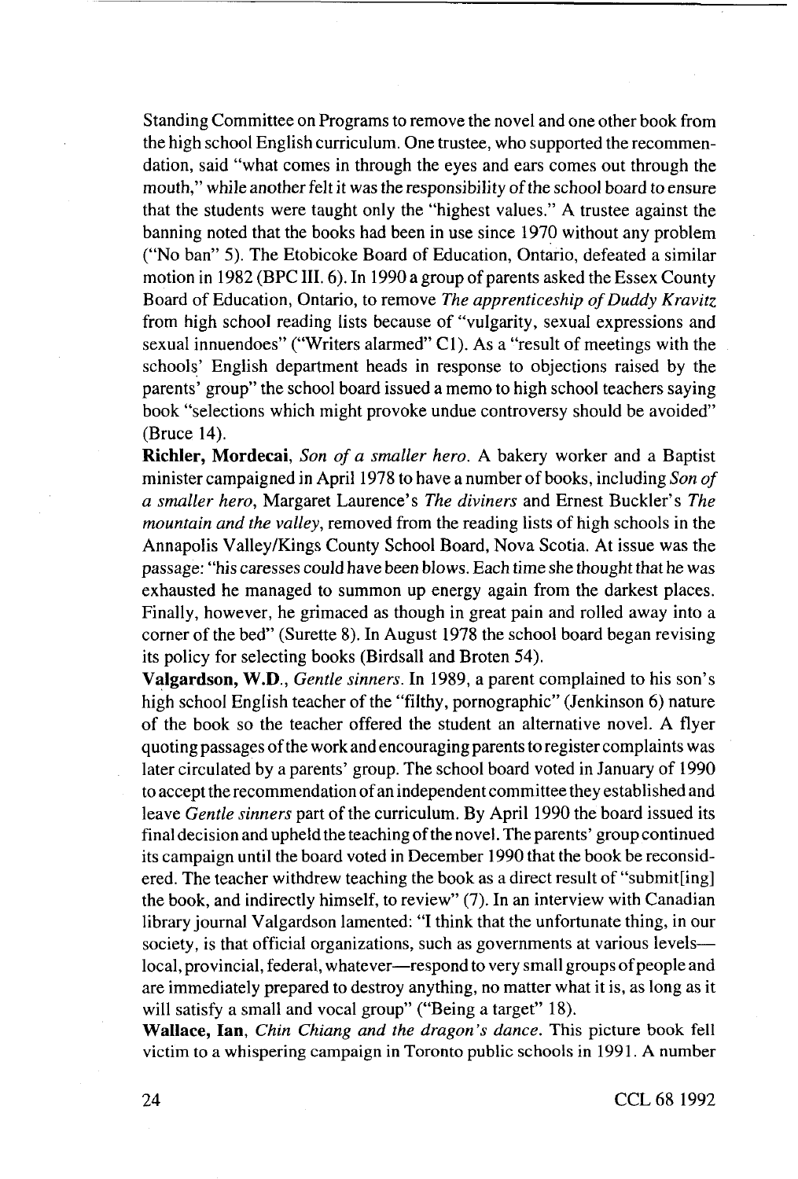Standing Committee on Programs to remove the novel and one other book from the high school English curriculum. One trustee, who supported the recommendation, said "what comes in through the eyes and ears comes out through the mouth," while another felt it was the responsibility of the school board to ensure that the students were taught only the "highest values." A trustee against the banning noted that the books had been in use since 1970 without any problem ("No ban" 5). The Etobicoke Board of Education, Ontario, defeated a similar motion in 1982 (BPC III. 6). In 1990 a group of parents asked the Essex County Board of Education, Ontario, to remove *The apprenticeship of Duddy Kravitz* from high school reading lists because of "vulgarity, sexual expressions and sexual innuendoes" ("Writers alarmed" C1). As a "result of meetings with the schools' English department heads in response to objections raised by the parents' group" the school board issued a memo to high school teachers saying book "selections which might provoke undue controversy should be avoided" (Bruce 14).

**Richler, Mordecai**, *Son of a smaller hero*. A bakery worker and a Baptist minister campaigned in April 1978 to have a number of books, including *Son of a smaller hero*, Margaret Laurence's *The diviners* and Ernest Buckler's *The mountain and the valley*, removed from the reading lists of high schools in the Annapolis Valley/Kings County School Board, Nova Scotia. At issue was the passage: "his caresses could have been blows. Each time she thought that he was exhausted he managed to summon up energy again from the darkest places. Finally, however, he grimaced as though in great pain and rolled away into a corner of the bed" (Surette 8). In August 1978 the school board began revising its policy for selecting books (Birdsall and Broten 54).

**Valgardson, W.D.**, *Gentle sinners*. In 1989, a parent complained to his son's high school English teacher of the "filthy, pornographic" (Jenkinson 6) nature of the book so the teacher offered the student an alternative novel. A flyer quoting passages of the work and encouraging parents to register complaints was later circulated by a parents' group. The school board voted in January of 1990 to accept the recommendation of an independent committee they established and leave *Gentle sinners* part of the curriculum. By April 1990 the board issued its final decision and upheld the teaching of the novel. The parents' group continued its campaign until the board voted in December 1990 that the book be reconsidered. The teacher withdrew teaching the book as a direct result of "submit[ing] the book, and indirectly himself, to review" (7). In an interview with Canadian library journal Valgardson lamented: "I think that the unfortunate thing, in our society, is that official organizations, such as governments at various levels—local, provincial, federal, whatever—respond to very small groups of people and are immediately prepared to destroy anything, no matter what it is, as long as it will satisfy a small and vocal group" ("Being a target" 18).

**Wallace, Ian**, *Chin Chiang and the dragon's dance*. This picture book fell victim to a whispering campaign in Toronto public schools in 1991. A number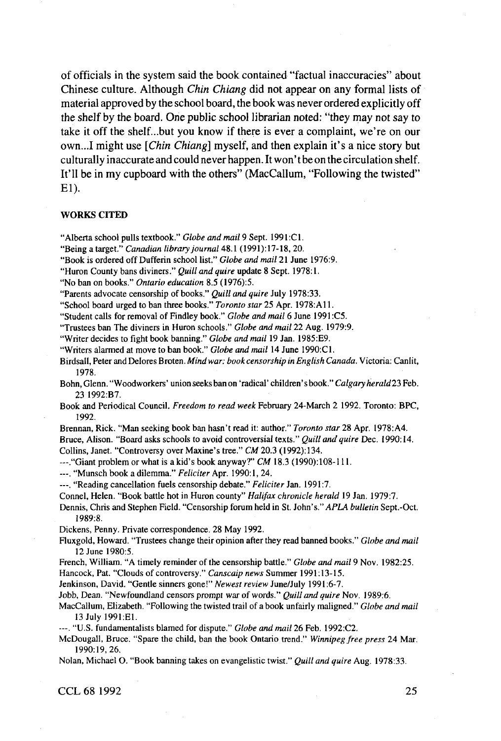of officials in the system said the book contained "factual inaccuracies" about Chinese culture. Although *Chin Chiang* did not appear on any formal lists of material approved by the school board, the book was never ordered explicitly off the shelf by the board. One public school librarian noted: "they may not say to take it off the shelf...but you know if there is ever a complaint, we're on our own...I might use [*Chin Chiang*] myself, and then explain it's a nice story but culturally inaccurate and could never happen. It won't be on the circulation shelf. It'll be in my cupboard with the others" (MacCallum, "Following the twisted" E1).

#### WORKS CITED

"Alberta school pulls textbook." *Globe and mail* 9 Sept. 1991:C1.

"Being a target." *Canadian library journal* 48.1 (1991):17-18, 20.

"Book is ordered off Dufferin school list." *Globe and mail* 21 June 1976:9.

"Huron County bans diviners." *Quill and quire* update 8 Sept. 1978:1.

"No ban on books." *Ontario education* 8.5 (1976):5.

"Parents advocate censorship of books." *Quill and quire* July 1978:33.

"School board urged to ban three books." *Toronto star* 25 Apr. 1978:A11.

"Student calls for removal of Findley book." *Globe and mail* 6 June 1991:C5.

"Trustees ban The diviners in Huron schools." *Globe and mail* 22 Aug. 1979:9.

"Writer decides to fight book banning." *Globe and mail* 19 Jan. 1985:E9.

"Writers alarmed at move to ban book." *Globe and mail* 14 June 1990:C1.

Birdsall, Peter and Delores Broten. *Mind war: book censorship in English Canada*. Victoria: Canlit, 1978.

Bohn, Glenn. "Woodworkers' union seeks ban on 'radical' children's book." *Calgary herald* 23 Feb. 23 1992:B7.

Book and Periodical Council. *Freedom to read week* February 24-March 2 1992. Toronto: BPC, 1992.

Brennan, Rick. "Man seeking book ban hasn't read it: author." *Toronto star* 28 Apr. 1978:A4.

Bruce, Alison. "Board asks schools to avoid controversial texts." *Quill and quire* Dec. 1990:14.

Collins, Janet. "Controversy over Maxine's tree." *CM* 20.3 (1992):134.

---."Giant problem or what is a kid's book anyway?" *CM* 18.3 (1990):108-111.

---. "Munsch book a dilemma." *Feliciter* Apr. 1990:1, 24.

---. "Reading cancellation fuels censorship debate." *Feliciter* Jan. 1991:7.

Connel, Helen. "Book battle hot in Huron county" *Halifax chronicle herald* 19 Jan. 1979:7.

Dennis, Chris and Stephen Field. "Censorship forum held in St. John's." *APLA bulletin* Sept.-Oct. 1989:8.

Dickens, Penny. Private correspondence. 28 May 1992.

Fluxgold, Howard. "Trustees change their opinion after they read banned books." *Globe and mail* 12 June 1980:5.

French, William. "A timely reminder of the censorship battle." *Globe and mail* 9 Nov. 1982:25.

Hancock, Pat. "Clouds of controversy." *Canscaip news* Summer 1991:13-15.

Jenkinson, David. "Gentle sinners gone!" *Newest review* June/July 1991:6-7.

Jobb, Dean. "Newfoundland censors prompt war of words." *Quill and quire* Nov. 1989:6.

MacCallum, Elizabeth. "Following the twisted trail of a book unfairly maligned." *Globe and mail* 13 July 1991:E1.

---. "U.S. fundamentalists blamed for dispute." *Globe and mail* 26 Feb. 1992:C2.

McDougall, Bruce. "Spare the child, ban the book Ontario trend." *Winnipeg free press* 24 Mar. 1990:19, 26.

Nolan, Michael O. "Book banning takes on evangelistic twist." *Quill and quire* Aug. 1978:33.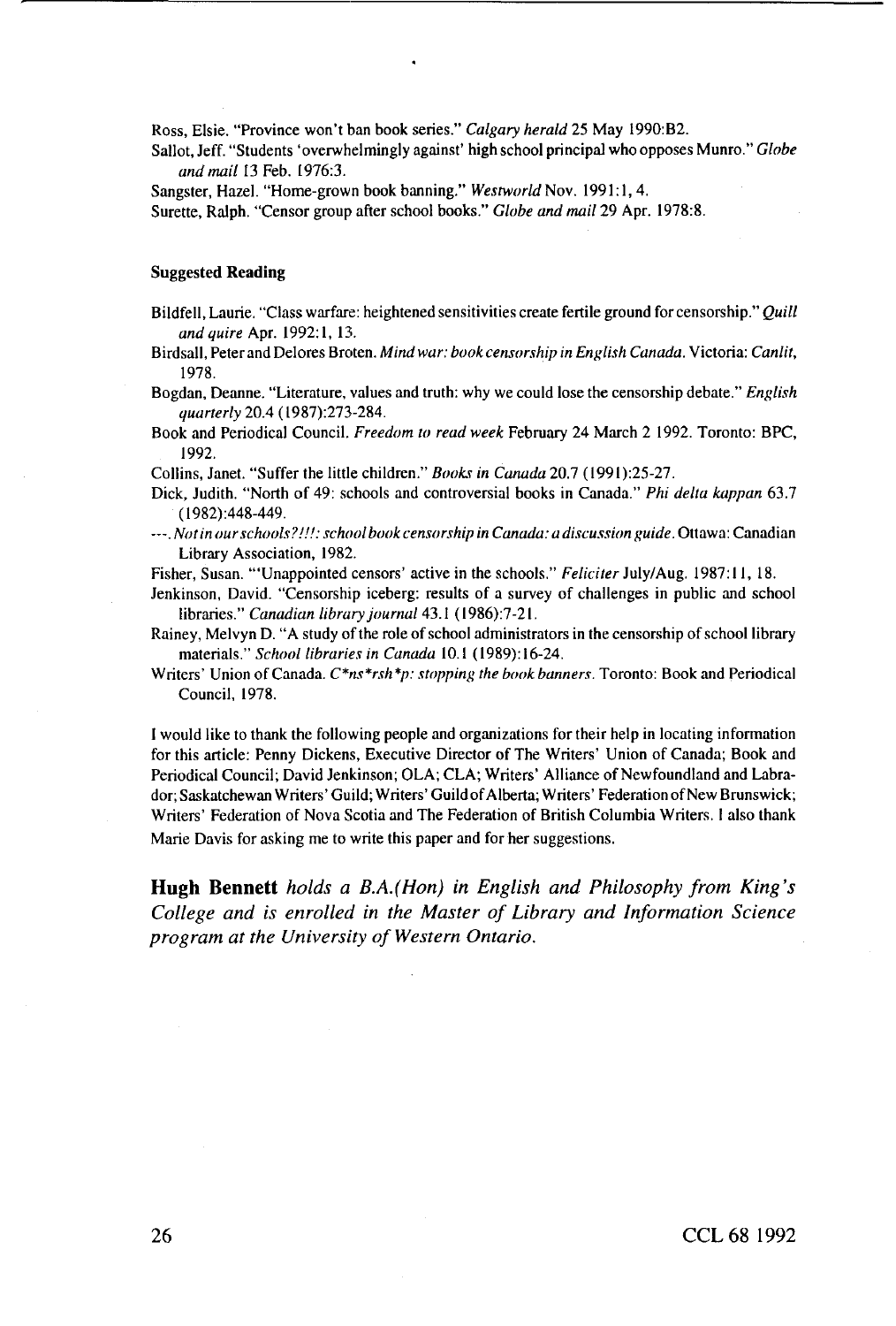Ross, Elsie. "Province won't ban book series." *Calgary herald* 25 May 1990:B2.

Sallot, Jeff. "Students 'overwhelmingly against' high school principal who opposes Munro." *Globe and mail* 13 Feb. 1976:3.

Sangster, Hazel. "Home-grown book banning." *Westworld* Nov. 1991:1, 4.

Surette, Ralph. "Censor group after school books." *Globe and mail* 29 Apr. 1978:8.

**Suggested Reading**

Bildfell, Laurie. "Class warfare: heightened sensitivities create fertile ground for censorship." *Quill and quire* Apr. 1992:1, 13.

Birdsall, Peter and Delores Broten. *Mind war: book censorship in English Canada.* Victoria: Canlit, 1978.

Bogdan, Deanne. "Literature, values and truth: why we could lose the censorship debate." *English quarterly* 20.4 (1987):273-284.

Book and Periodical Council. *Freedom to read week* February 24 March 2 1992. Toronto: BPC, 1992.

Collins, Janet. "Suffer the little children." *Books in Canada* 20.7 (1991):25-27.

Dick, Judith. "North of 49: schools and controversial books in Canada." *Phi delta kappan* 63.7 (1982):448-449.

---. *Not in our schools?!!!: school book censorship in Canada: a discussion guide.* Ottawa: Canadian Library Association, 1982.

Fisher, Susan. "'Unappointed censors' active in the schools." *Feliciter* July/Aug. 1987:11, 18.

Jenkinson, David. "Censorship iceberg: results of a survey of challenges in public and school libraries." *Canadian library journal* 43.1 (1986):7-21.

Rainey, Melvyn D. "A study of the role of school administrators in the censorship of school library materials." *School libraries in Canada* 10.1 (1989):16-24.

Writers' Union of Canada. *C*ns*rsh*p: stopping the book banners.* Toronto: Book and Periodical Council, 1978.

I would like to thank the following people and organizations for their help in locating information for this article: Penny Dickens, Executive Director of The Writers' Union of Canada; Book and Periodical Council; David Jenkinson; OLA; CLA; Writers' Alliance of Newfoundland and Labrador; Saskatchewan Writers' Guild; Writers' Guild of Alberta; Writers' Federation of New Brunswick; Writers' Federation of Nova Scotia and The Federation of British Columbia Writers. I also thank Marie Davis for asking me to write this paper and for her suggestions.

**Hugh Bennett** *holds a B.A.(Hon) in English and Philosophy from King's College and is enrolled in the Master of Library and Information Science program at the University of Western Ontario.*